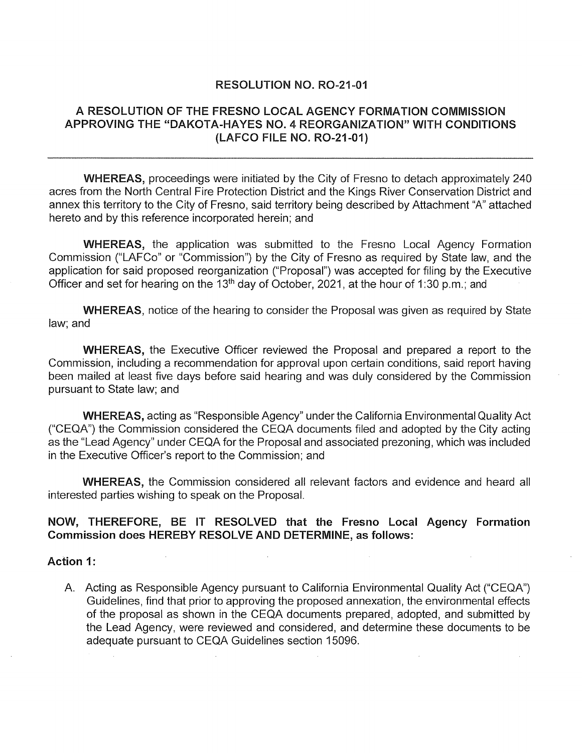# RESOLUTION NO. RO-21-01

## A RESOLUTION OF THE FRESNO LOCAL AGENCY FORMATION COMMISSION APPROVING THE "DAKOTA-HAYES NO. 4 REORGANIZATION" WITH CONDITIONS (LAFCO FILE NO. RO-21-01)

---

**WHEREAS,** proceedings were initiated by the City of Fresno to detach approximately 240 acres from the North Central Fire Protection District and the Kings River Conservation District and annex this territory to the City of Fresno, said territory being described by Attachment "A" attached hereto and by this reference incorporated herein; and

**WHEREAS,** the application was submitted to the Fresno Local Agency Formation Commission ("LAFCo" or "Commission") by the City of Fresno as required by State law, and the application for said proposed reorganization ("Proposal") was accepted for filing by the Executive Officer and set for hearing on the 13th day of October, 2021, at the hour of 1:30 p.m.; and

**WHEREAS,** notice of the hearing to consider the Proposal was given as required by State law; and

**WHEREAS,** the Executive Officer reviewed the Proposal and prepared a report to the Commission, including a recommendation for approval upon certain conditions, said report having been mailed at least five days before said hearing and was duly considered by the Commission pursuant to State law; and

**WHEREAS,** acting as "Responsible Agency" under the California Environmental Quality Act ("CEQA") the Commission considered the CEQA documents filed and adopted by the City acting as the "Lead Agency" under CEQA for the Proposal and associated prezoning, which was included in the Executive Officer's report to the Commission; and

**WHEREAS,** the Commission considered all relevant factors and evidence and heard all interested parties wishing to speak on the Proposal.

**NOW, THEREFORE, BE IT RESOLVED that the Fresno Local Agency Formation Commission does HEREBY RESOLVE AND DETERMINE, as follows:**

**Action 1:**

A. Acting as Responsible Agency pursuant to California Environmental Quality Act ("CEQA") Guidelines, find that prior to approving the proposed annexation, the environmental effects of the proposal as shown in the CEQA documents prepared, adopted, and submitted by the Lead Agency, were reviewed and considered, and determine these documents to be adequate pursuant to CEQA Guidelines section 15096.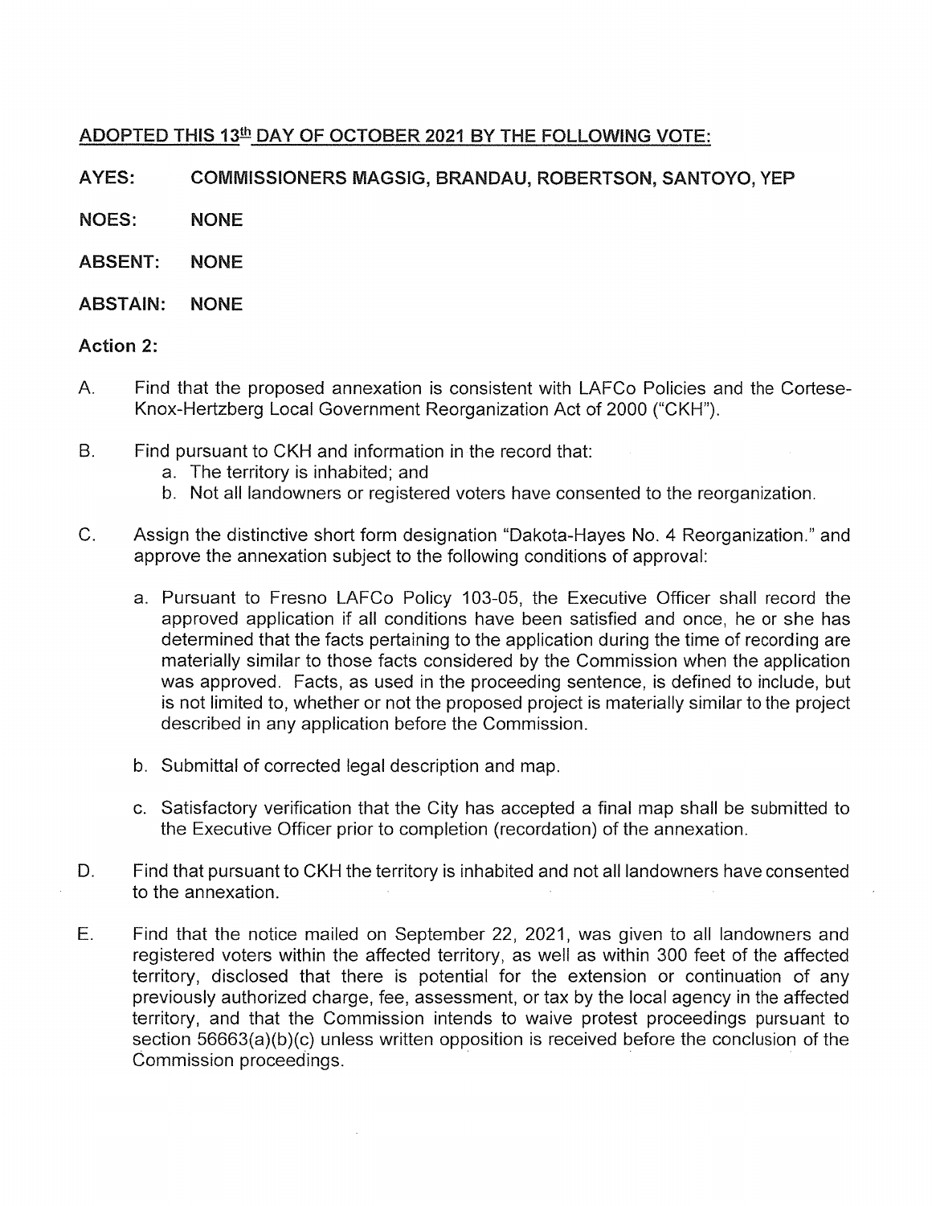**<u>ADOPTED THIS 13th DAY OF OCTOBER 2021 BY THE FOLLOWING VOTE:</u>**

**AYES:** **COMMISSIONERS MAGSIG, BRANDAU, ROBERTSON, SANTOYO, YEP**

**NOES:** **NONE**

**ABSENT:** **NONE**

**ABSTAIN:** **NONE**

**Action 2:**

A. Find that the proposed annexation is consistent with LAFCo Policies and the Cortese-Knox-Hertzberg Local Government Reorganization Act of 2000 ("CKH").

B. Find pursuant to CKH and information in the record that:
   a. The territory is inhabited; and
   b. Not all landowners or registered voters have consented to the reorganization.

C. Assign the distinctive short form designation "Dakota-Hayes No. 4 Reorganization." and approve the annexation subject to the following conditions of approval:

   a. Pursuant to Fresno LAFCo Policy 103-05, the Executive Officer shall record the approved application if all conditions have been satisfied and once, he or she has determined that the facts pertaining to the application during the time of recording are materially similar to those facts considered by the Commission when the application was approved. Facts, as used in the proceeding sentence, is defined to include, but is not limited to, whether or not the proposed project is materially similar to the project described in any application before the Commission.

   b. Submittal of corrected legal description and map.

   c. Satisfactory verification that the City has accepted a final map shall be submitted to the Executive Officer prior to completion (recordation) of the annexation.

D. Find that pursuant to CKH the territory is inhabited and not all landowners have consented to the annexation.

E. Find that the notice mailed on September 22, 2021, was given to all landowners and registered voters within the affected territory, as well as within 300 feet of the affected territory, disclosed that there is potential for the extension or continuation of any previously authorized charge, fee, assessment, or tax by the local agency in the affected territory, and that the Commission intends to waive protest proceedings pursuant to section 56663(a)(b)(c) unless written opposition is received before the conclusion of the Commission proceedings.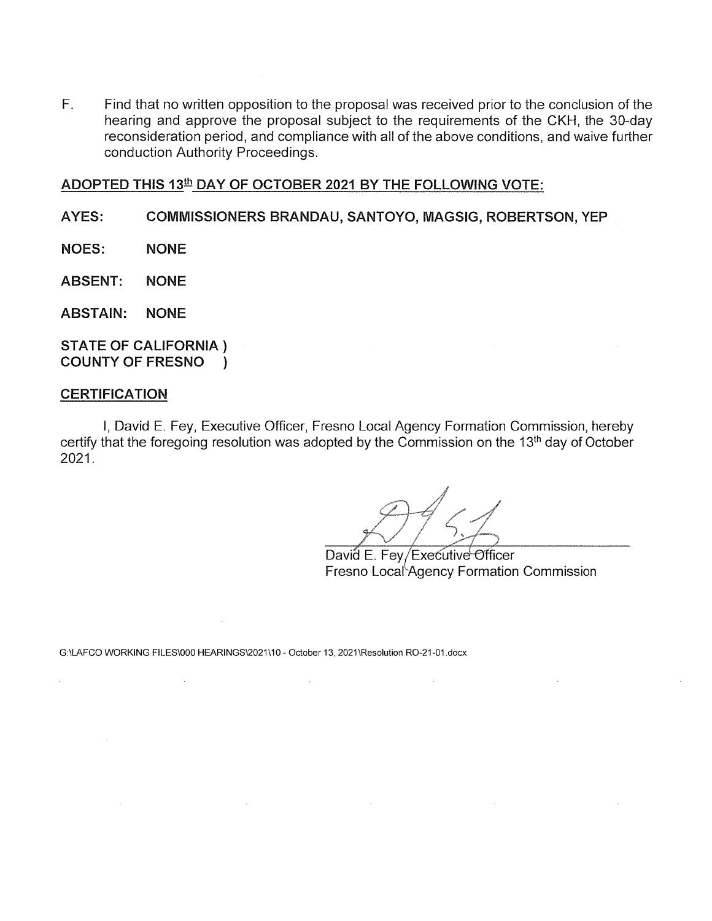F. Find that no written opposition to the proposal was received prior to the conclusion of the hearing and approve the proposal subject to the requirements of the CKH, the 30-day reconsideration period, and compliance with all of the above conditions, and waive further conduction Authority Proceedings.

**ADOPTED THIS 13th DAY OF OCTOBER 2021 BY THE FOLLOWING VOTE:**

**AYES: COMMISSIONERS BRANDAU, SANTOYO, MAGSIG, ROBERTSON, YEP**

**NOES: NONE**

**ABSENT: NONE**

**ABSTAIN: NONE**

**STATE OF CALIFORNIA )**
**COUNTY OF FRESNO )**

**CERTIFICATION**

I, David E. Fey, Executive Officer, Fresno Local Agency Formation Commission, hereby certify that the foregoing resolution was adopted by the Commission on the 13th day of October 2021.

David E. Fey, Executive Officer
Fresno Local Agency Formation Commission

G:\LAFCO WORKING FILES\000 HEARINGS\2021\10 - October 13, 2021\Resolution RO-21-01.docx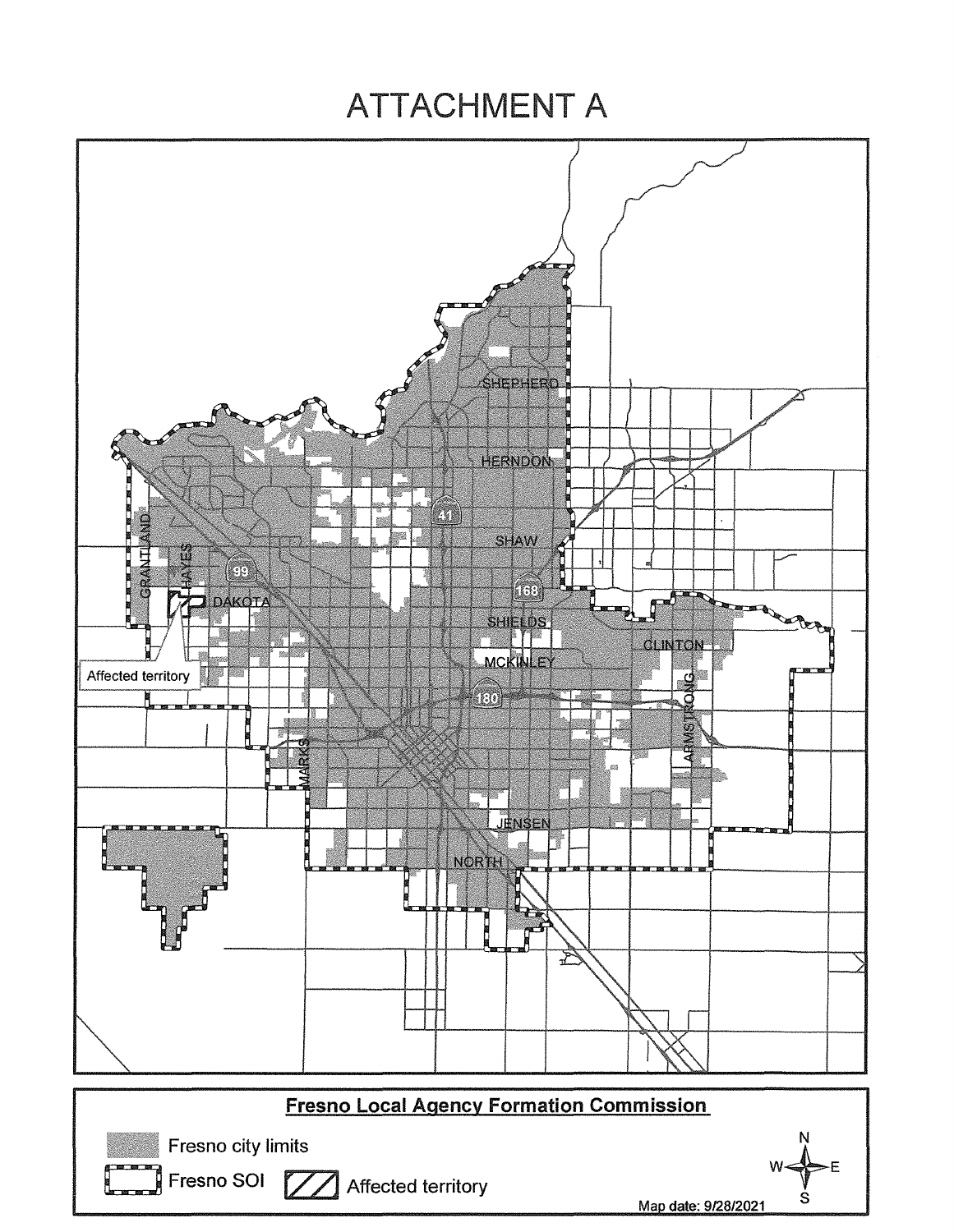# ATTACHMENT A

SHEPHERD

HERNDON

41

SHAW

GRANTLAND

HAYES

99

168

DAKOTA

SHIELDS

CLINTON

Affected territory

MCKINLEY

180

ARMSTRONG

MARKS

JENSEN

NORTH

**Fresno Local Agency Formation Commission**

Fresno city limits

Fresno SOI

Affected territory

Map date: 9/28/2021

N

W

E

S